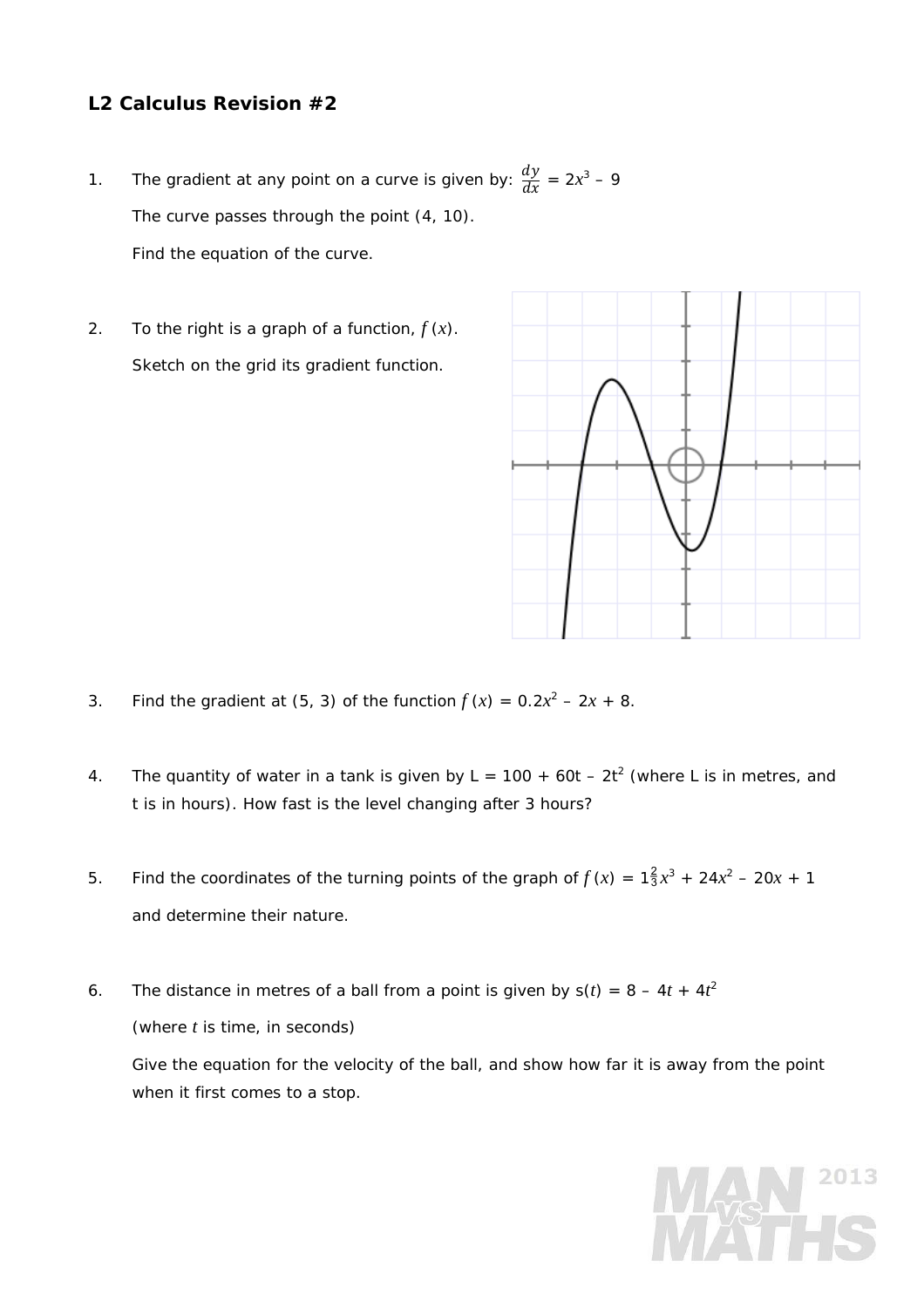# L2 Calculus Revision #2

1. The gradient at any point on a curve is given by: $\frac{dy}{dx} = 2x^3 - 9$

   The curve passes through the point (4, 10).

   Find the equation of the curve.

2. To the right is a graph of a function, $f(x)$.

   Sketch on the grid its gradient function.

3. Find the gradient at (5, 3) of the function $f(x) = 0.2x^2 - 2x + 8$.

4. The quantity of water in a tank is given by $L = 100 + 60t - 2t^2$ (where L is in metres, and t is in hours). How fast is the level changing after 3 hours?

5. Find the coordinates of the turning points of the graph of $f(x) = 1\frac{2}{3}x^3 + 24x^2 - 20x + 1$

   and determine their nature.

6. The distance in metres of a ball from a point is given by $s(t) = 8 - 4t + 4t^2$

   (where $t$ is time, in seconds)

   Give the equation for the velocity of the ball, and show how far it is away from the point when it first comes to a stop.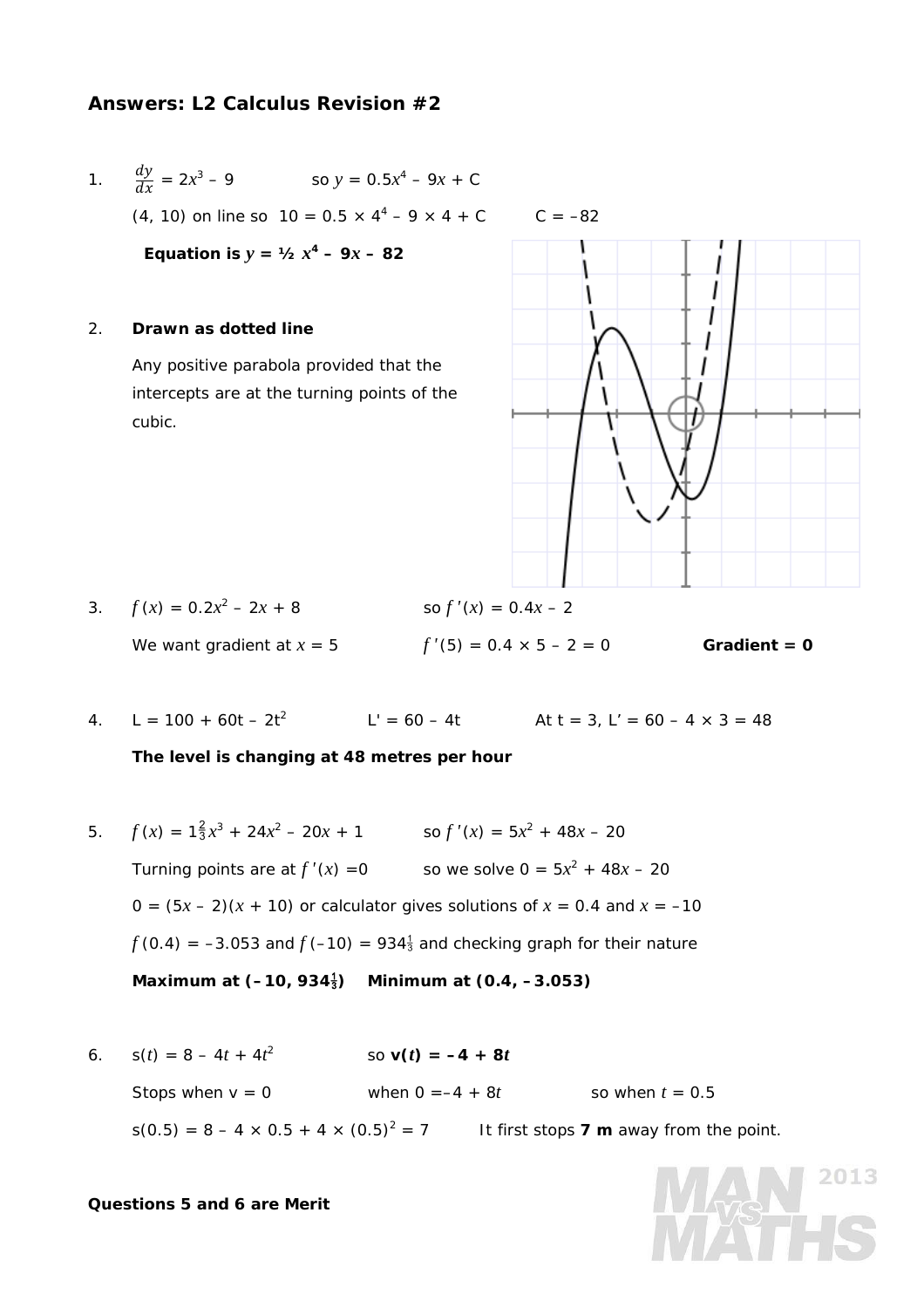## Answers: L2 Calculus Revision #2

1. $\frac{dy}{dx} = 2x^3 - 9$ so $y = 0.5x^4 - 9x + C$

   (4, 10) on line so $10 = 0.5 \times 4^4 - 9 \times 4 + C$ $\quad C = -82$

   **Equation is $y = \frac{1}{2}x^4 - 9x - 82$**

2. **Drawn as dotted line**

   Any positive parabola provided that the intercepts are at the turning points of the cubic.

3. $f(x) = 0.2x^2 - 2x + 8$ so $f'(x) = 0.4x - 2$

   We want gradient at $x = 5$ $\quad f'(5) = 0.4 \times 5 - 2 = 0$ $\quad$ **Gradient = 0**

4. $L = 100 + 60t - 2t^2$ $\quad L' = 60 - 4t$ $\quad$ At $t = 3$, $L' = 60 - 4 \times 3 = 48$

   **The level is changing at 48 metres per hour**

5. $f(x) = 1\frac{2}{3}x^3 + 24x^2 - 20x + 1$ so $f'(x) = 5x^2 + 48x - 20$

   Turning points are at $f'(x) = 0$ so we solve $0 = 5x^2 + 48x - 20$

   $0 = (5x - 2)(x + 10)$ or calculator gives solutions of $x = 0.4$ and $x = -10$

   $f(0.4) = -3.053$ and $f(-10) = 934\frac{1}{3}$ and checking graph for their nature

   **Maximum at $(-10, 934\frac{1}{3})$ Minimum at $(0.4, -3.053)$**

6. $s(t) = 8 - 4t + 4t^2$ so $\mathbf{v(t) = -4 + 8t}$

   Stops when $v = 0$ when $0 = -4 + 8t$ so when $t = 0.5$

   $s(0.5) = 8 - 4 \times 0.5 + 4 \times (0.5)^2 = 7$ $\quad$ It first stops **7 m** away from the point.

**Questions 5 and 6 are Merit**